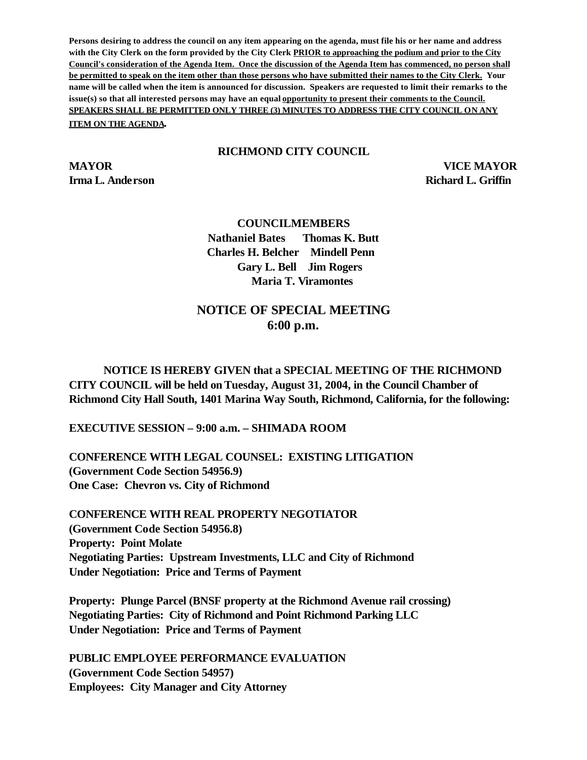**Persons desiring to address the council on any item appearing on the agenda, must file his or her name and address with the City Clerk on the form provided by the City Clerk PRIOR to approaching the podium and prior to the City Council's consideration of the Agenda Item. Once the discussion of the Agenda Item has commenced, no person shall be permitted to speak on the item other than those persons who have submitted their names to the City Clerk. Your name will be called when the item is announced for discussion. Speakers are requested to limit their remarks to the issue(s) so that all interested persons may have an equal opportunity to present their comments to the Council. SPEAKERS SHALL BE PERMITTED ONLY THREE (3) MINUTES TO ADDRESS THE CITY COUNCIL ON ANY ITEM ON THE AGENDA.**

**RICHMOND CITY COUNCIL**

**MAYOR** — **Irma L. Anderson**

**VICE MAYOR** — **Richard L. Griffin**

**COUNCILMEMBERS**

**Nathaniel Bates Thomas K. Butt**
**Charles H. Belcher Mindell Penn**
**Gary L. Bell Jim Rogers**
**Maria T. Viramontes**

## NOTICE OF SPECIAL MEETING
## 6:00 p.m.

**NOTICE IS HEREBY GIVEN that a SPECIAL MEETING OF THE RICHMOND CITY COUNCIL will be held on Tuesday, August 31, 2004, in the Council Chamber of Richmond City Hall South, 1401 Marina Way South, Richmond, California, for the following:**

**EXECUTIVE SESSION – 9:00 a.m. – SHIMADA ROOM**

**CONFERENCE WITH LEGAL COUNSEL: EXISTING LITIGATION**
**(Government Code Section 54956.9)**
**One Case: Chevron vs. City of Richmond**

**CONFERENCE WITH REAL PROPERTY NEGOTIATOR**
**(Government Code Section 54956.8)**
**Property: Point Molate**
**Negotiating Parties: Upstream Investments, LLC and City of Richmond**
**Under Negotiation: Price and Terms of Payment**

**Property: Plunge Parcel (BNSF property at the Richmond Avenue rail crossing)**
**Negotiating Parties: City of Richmond and Point Richmond Parking LLC**
**Under Negotiation: Price and Terms of Payment**

**PUBLIC EMPLOYEE PERFORMANCE EVALUATION**
**(Government Code Section 54957)**
**Employees: City Manager and City Attorney**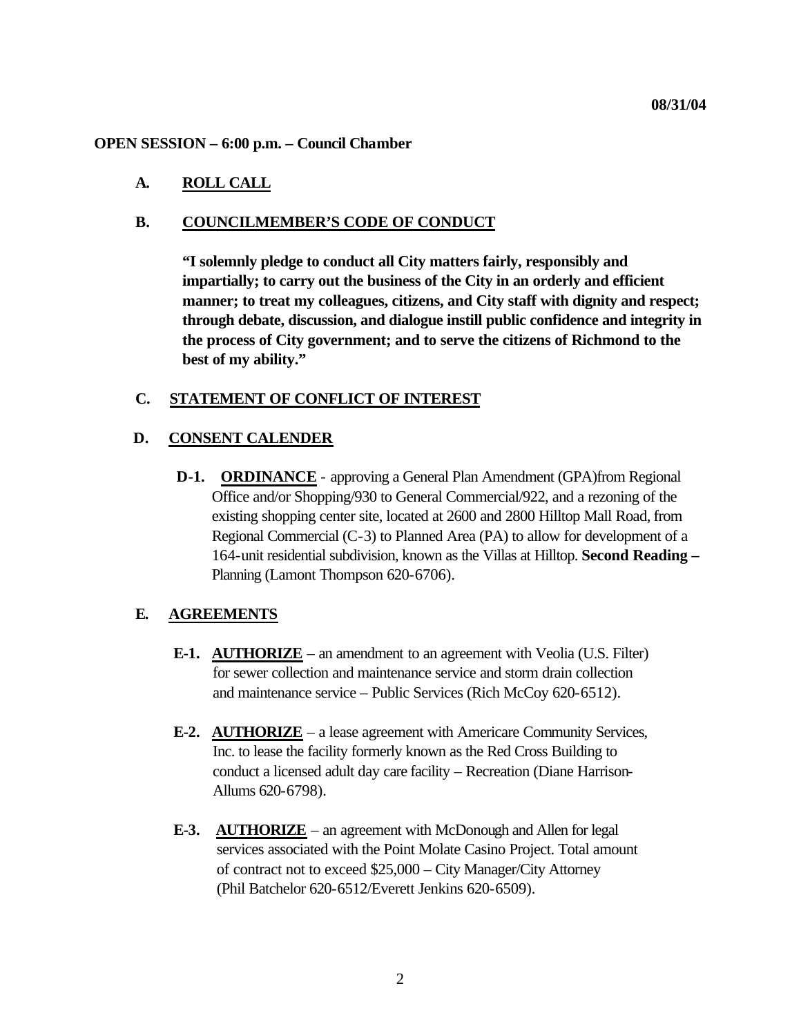08/31/04

**OPEN SESSION – 6:00 p.m. – Council Chamber**

**A. ROLL CALL**

**B. COUNCILMEMBER'S CODE OF CONDUCT**

**"I solemnly pledge to conduct all City matters fairly, responsibly and impartially; to carry out the business of the City in an orderly and efficient manner; to treat my colleagues, citizens, and City staff with dignity and respect; through debate, discussion, and dialogue instill public confidence and integrity in the process of City government; and to serve the citizens of Richmond to the best of my ability."**

**C. STATEMENT OF CONFLICT OF INTEREST**

**D. CONSENT CALENDER**

**D-1. ORDINANCE** - approving a General Plan Amendment (GPA)from Regional Office and/or Shopping/930 to General Commercial/922, and a rezoning of the existing shopping center site, located at 2600 and 2800 Hilltop Mall Road, from Regional Commercial (C-3) to Planned Area (PA) to allow for development of a 164-unit residential subdivision, known as the Villas at Hilltop. **Second Reading –** Planning (Lamont Thompson 620-6706).

**E. AGREEMENTS**

**E-1. AUTHORIZE** – an amendment to an agreement with Veolia (U.S. Filter) for sewer collection and maintenance service and storm drain collection and maintenance service – Public Services (Rich McCoy 620-6512).

**E-2. AUTHORIZE** – a lease agreement with Americare Community Services, Inc. to lease the facility formerly known as the Red Cross Building to conduct a licensed adult day care facility – Recreation (Diane Harrison-Allums 620-6798).

**E-3. AUTHORIZE** – an agreement with McDonough and Allen for legal services associated with the Point Molate Casino Project. Total amount of contract not to exceed $25,000 – City Manager/City Attorney (Phil Batchelor 620-6512/Everett Jenkins 620-6509).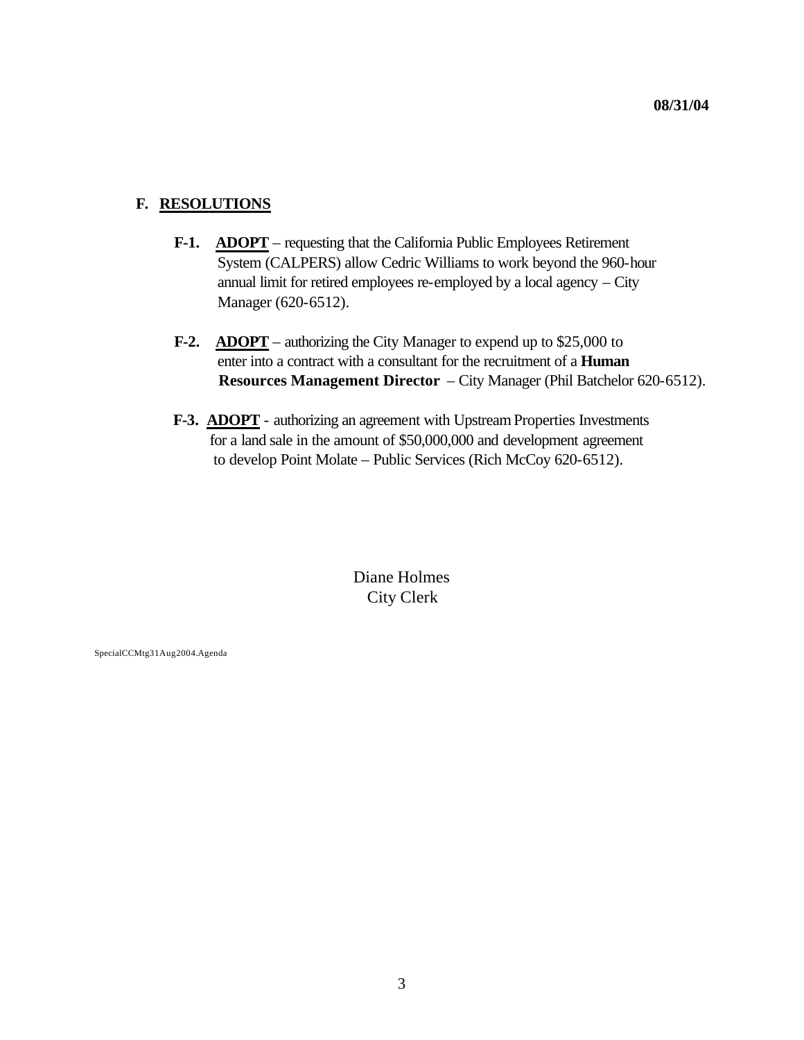08/31/04

## F. RESOLUTIONS

**F-1.** **ADOPT** – requesting that the California Public Employees Retirement System (CALPERS) allow Cedric Williams to work beyond the 960-hour annual limit for retired employees re-employed by a local agency – City Manager (620-6512).

**F-2.** **ADOPT** – authorizing the City Manager to expend up to $25,000 to enter into a contract with a consultant for the recruitment of a **Human Resources Management Director** – City Manager (Phil Batchelor 620-6512).

**F-3.** **ADOPT** - authorizing an agreement with Upstream Properties Investments for a land sale in the amount of $50,000,000 and development agreement to develop Point Molate – Public Services (Rich McCoy 620-6512).

Diane Holmes
City Clerk

SpecialCCMtg31Aug2004.Agenda